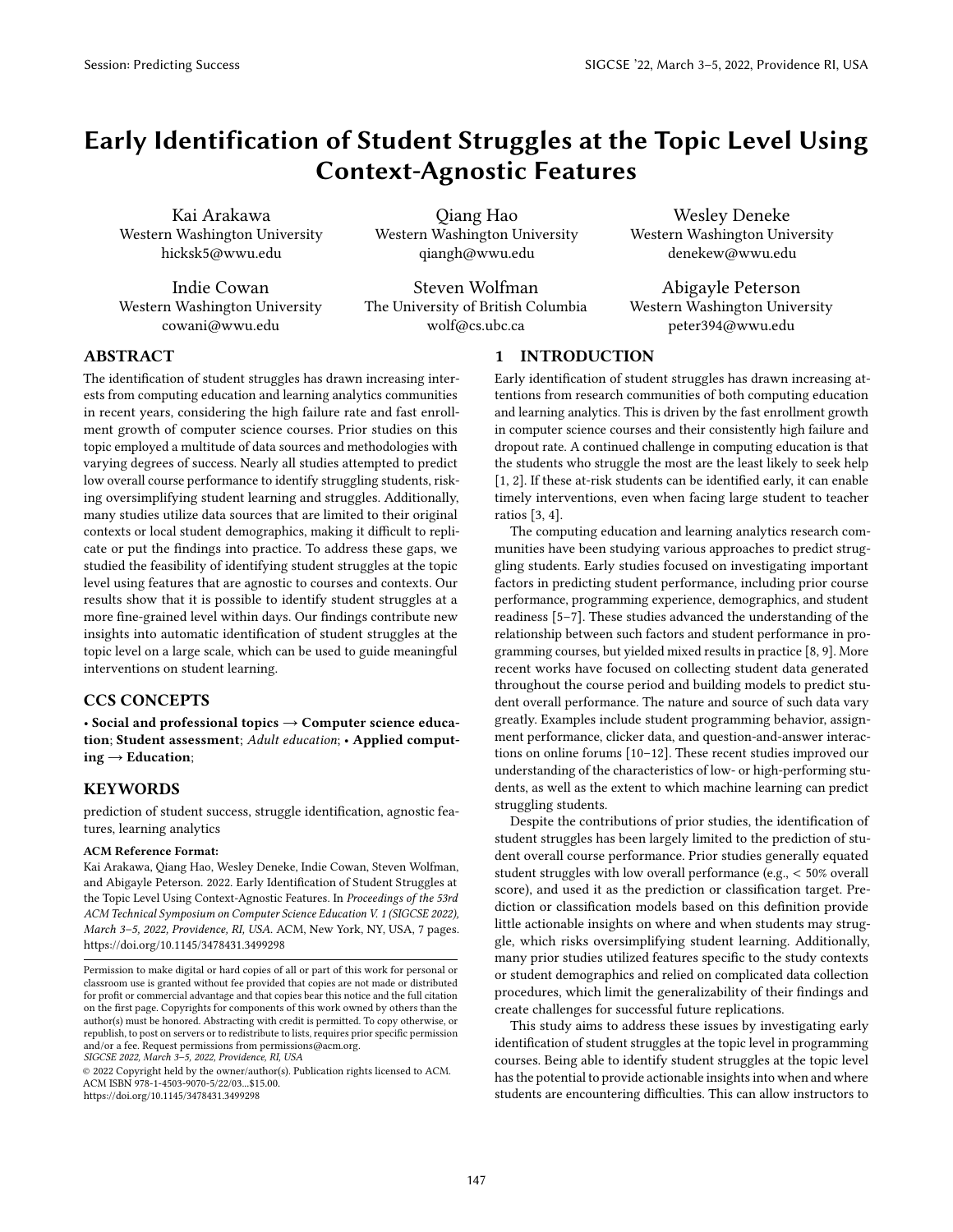# Early Identification of Student Struggles at the Topic Level Using Context-Agnostic Features

Kai Arakawa
Western Washington University
hicksk5@wwu.edu

Qiang Hao
Western Washington University
qiangh@wwu.edu

Wesley Deneke
Western Washington University
denekew@wwu.edu

Indie Cowan
Western Washington University
cowani@wwu.edu

Steven Wolfman
The University of British Columbia
wolf@cs.ubc.ca

Abigayle Peterson
Western Washington University
peter394@wwu.edu

## ABSTRACT

The identification of student struggles has drawn increasing interests from computing education and learning analytics communities in recent years, considering the high failure rate and fast enrollment growth of computer science courses. Prior studies on this topic employed a multitude of data sources and methodologies with varying degrees of success. Nearly all studies attempted to predict low overall course performance to identify struggling students, risking oversimplifying student learning and struggles. Additionally, many studies utilize data sources that are limited to their original contexts or local student demographics, making it difficult to replicate or put the findings into practice. To address these gaps, we studied the feasibility of identifying student struggles at the topic level using features that are agnostic to courses and contexts. Our results show that it is possible to identify student struggles at a more fine-grained level within days. Our findings contribute new insights into automatic identification of student struggles at the topic level on a large scale, which can be used to guide meaningful interventions on student learning.

## CCS CONCEPTS

• **Social and professional topics → Computer science education**; **Student assessment**; *Adult education*; • **Applied computing → Education**;

## KEYWORDS

prediction of student success, struggle identification, agnostic features, learning analytics

**ACM Reference Format:**
Kai Arakawa, Qiang Hao, Wesley Deneke, Indie Cowan, Steven Wolfman, and Abigayle Peterson. 2022. Early Identification of Student Struggles at the Topic Level Using Context-Agnostic Features. In *Proceedings of the 53rd ACM Technical Symposium on Computer Science Education V. 1 (SIGCSE 2022), March 3–5, 2022, Providence, RI, USA.* ACM, New York, NY, USA, 7 pages. https://doi.org/10.1145/3478431.3499298

Permission to make digital or hard copies of all or part of this work for personal or classroom use is granted without fee provided that copies are not made or distributed for profit or commercial advantage and that copies bear this notice and the full citation on the first page. Copyrights for components of this work owned by others than the author(s) must be honored. Abstracting with credit is permitted. To copy otherwise, or republish, to post on servers or to redistribute to lists, requires prior specific permission and/or a fee. Request permissions from permissions@acm.org.
*SIGCSE 2022, March 3–5, 2022, Providence, RI, USA*
© 2022 Copyright held by the owner/author(s). Publication rights licensed to ACM.
ACM ISBN 978-1-4503-9070-5/22/03...$15.00.
https://doi.org/10.1145/3478431.3499298

## 1 INTRODUCTION

Early identification of student struggles has drawn increasing attentions from research communities of both computing education and learning analytics. This is driven by the fast enrollment growth in computer science courses and their consistently high failure and dropout rate. A continued challenge in computing education is that the students who struggle the most are the least likely to seek help [1, 2]. If these at-risk students can be identified early, it can enable timely interventions, even when facing large student to teacher ratios [3, 4].

The computing education and learning analytics research communities have been studying various approaches to predict struggling students. Early studies focused on investigating important factors in predicting student performance, including prior course performance, programming experience, demographics, and student readiness [5–7]. These studies advanced the understanding of the relationship between such factors and student performance in programming courses, but yielded mixed results in practice [8, 9]. More recent works have focused on collecting student data generated throughout the course period and building models to predict student overall performance. The nature and source of such data vary greatly. Examples include student programming behavior, assignment performance, clicker data, and question-and-answer interactions on online forums [10–12]. These recent studies improved our understanding of the characteristics of low- or high-performing students, as well as the extent to which machine learning can predict struggling students.

Despite the contributions of prior studies, the identification of student struggles has been largely limited to the prediction of student overall course performance. Prior studies generally equated student struggles with low overall performance (e.g., < 50% overall score), and used it as the prediction or classification target. Prediction or classification models based on this definition provide little actionable insights on where and when students may struggle, which risks oversimplifying student learning. Additionally, many prior studies utilized features specific to the study contexts or student demographics and relied on complicated data collection procedures, which limit the generalizability of their findings and create challenges for successful future replications.

This study aims to address these issues by investigating early identification of student struggles at the topic level in programming courses. Being able to identify student struggles at the topic level has the potential to provide actionable insights into when and where students are encountering difficulties. This can allow instructors to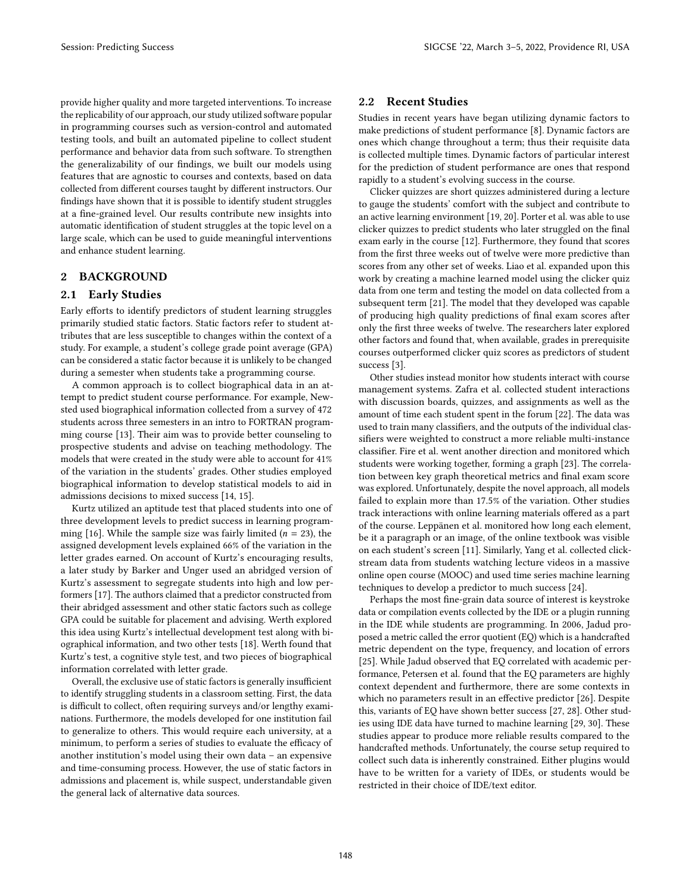provide higher quality and more targeted interventions. To increase the replicability of our approach, our study utilized software popular in programming courses such as version-control and automated testing tools, and built an automated pipeline to collect student performance and behavior data from such software. To strengthen the generalizability of our findings, we built our models using features that are agnostic to courses and contexts, based on data collected from different courses taught by different instructors. Our findings have shown that it is possible to identify student struggles at a fine-grained level. Our results contribute new insights into automatic identification of student struggles at the topic level on a large scale, which can be used to guide meaningful interventions and enhance student learning.

## 2 BACKGROUND

### 2.1 Early Studies

Early efforts to identify predictors of student learning struggles primarily studied static factors. Static factors refer to student attributes that are less susceptible to changes within the context of a study. For example, a student's college grade point average (GPA) can be considered a static factor because it is unlikely to be changed during a semester when students take a programming course.

A common approach is to collect biographical data in an attempt to predict student course performance. For example, Newsted used biographical information collected from a survey of 472 students across three semesters in an intro to FORTRAN programming course [13]. Their aim was to provide better counseling to prospective students and advise on teaching methodology. The models that were created in the study were able to account for 41% of the variation in the students' grades. Other studies employed biographical information to develop statistical models to aid in admissions decisions to mixed success [14, 15].

Kurtz utilized an aptitude test that placed students into one of three development levels to predict success in learning programming [16]. While the sample size was fairly limited ($n = 23$), the assigned development levels explained 66% of the variation in the letter grades earned. On account of Kurtz's encouraging results, a later study by Barker and Unger used an abridged version of Kurtz's assessment to segregate students into high and low performers [17]. The authors claimed that a predictor constructed from their abridged assessment and other static factors such as college GPA could be suitable for placement and advising. Werth explored this idea using Kurtz's intellectual development test along with biographical information, and two other tests [18]. Werth found that Kurtz's test, a cognitive style test, and two pieces of biographical information correlated with letter grade.

Overall, the exclusive use of static factors is generally insufficient to identify struggling students in a classroom setting. First, the data is difficult to collect, often requiring surveys and/or lengthy examinations. Furthermore, the models developed for one institution fail to generalize to others. This would require each university, at a minimum, to perform a series of studies to evaluate the efficacy of another institution's model using their own data – an expensive and time-consuming process. However, the use of static factors in admissions and placement is, while suspect, understandable given the general lack of alternative data sources.

### 2.2 Recent Studies

Studies in recent years have began utilizing dynamic factors to make predictions of student performance [8]. Dynamic factors are ones which change throughout a term; thus their requisite data is collected multiple times. Dynamic factors of particular interest for the prediction of student performance are ones that respond rapidly to a student's evolving success in the course.

Clicker quizzes are short quizzes administered during a lecture to gauge the students' comfort with the subject and contribute to an active learning environment [19, 20]. Porter et al. was able to use clicker quizzes to predict students who later struggled on the final exam early in the course [12]. Furthermore, they found that scores from the first three weeks out of twelve were more predictive than scores from any other set of weeks. Liao et al. expanded upon this work by creating a machine learned model using the clicker quiz data from one term and testing the model on data collected from a subsequent term [21]. The model that they developed was capable of producing high quality predictions of final exam scores after only the first three weeks of twelve. The researchers later explored other factors and found that, when available, grades in prerequisite courses outperformed clicker quiz scores as predictors of student success [3].

Other studies instead monitor how students interact with course management systems. Zafra et al. collected student interactions with discussion boards, quizzes, and assignments as well as the amount of time each student spent in the forum [22]. The data was used to train many classifiers, and the outputs of the individual classifiers were weighted to construct a more reliable multi-instance classifier. Fire et al. went another direction and monitored which students were working together, forming a graph [23]. The correlation between key graph theoretical metrics and final exam score was explored. Unfortunately, despite the novel approach, all models failed to explain more than 17.5% of the variation. Other studies track interactions with online learning materials offered as a part of the course. Leppänen et al. monitored how long each element, be it a paragraph or an image, of the online textbook was visible on each student's screen [11]. Similarly, Yang et al. collected clickstream data from students watching lecture videos in a massive online open course (MOOC) and used time series machine learning techniques to develop a predictor to much success [24].

Perhaps the most fine-grain data source of interest is keystroke data or compilation events collected by the IDE or a plugin running in the IDE while students are programming. In 2006, Jadud proposed a metric called the error quotient (EQ) which is a handcrafted metric dependent on the type, frequency, and location of errors [25]. While Jadud observed that EQ correlated with academic performance, Petersen et al. found that the EQ parameters are highly context dependent and furthermore, there are some contexts in which no parameters result in an effective predictor [26]. Despite this, variants of EQ have shown better success [27, 28]. Other studies using IDE data have turned to machine learning [29, 30]. These studies appear to produce more reliable results compared to the handcrafted methods. Unfortunately, the course setup required to collect such data is inherently constrained. Either plugins would have to be written for a variety of IDEs, or students would be restricted in their choice of IDE/text editor.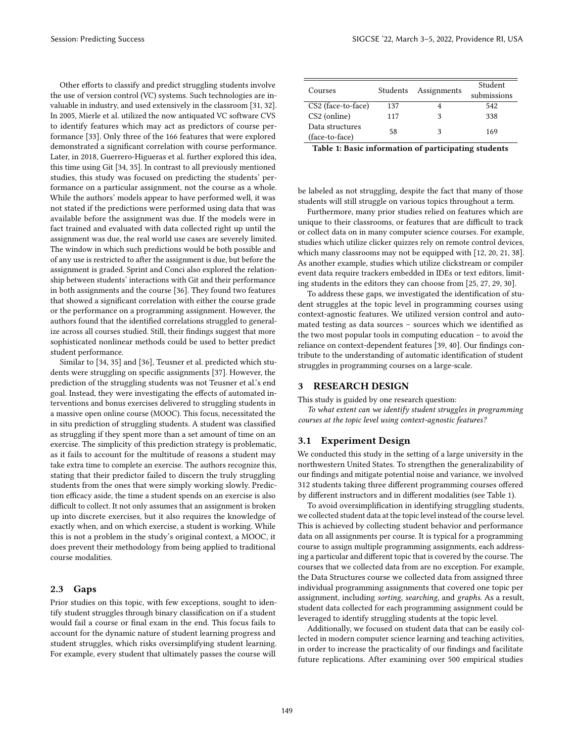Other efforts to classify and predict struggling students involve the use of version control (VC) systems. Such technologies are invaluable in industry, and used extensively in the classroom [31, 32]. In 2005, Mierle et al. utilized the now antiquated VC software CVS to identify features which may act as predictors of course performance [33]. Only three of the 166 features that were explored demonstrated a significant correlation with course performance. Later, in 2018, Guerrero-Higueras et al. further explored this idea, this time using Git [34, 35]. In contrast to all previously mentioned studies, this study was focused on predicting the students' performance on a particular assignment, not the course as a whole. While the authors' models appear to have performed well, it was not stated if the predictions were performed using data that was available before the assignment was due. If the models were in fact trained and evaluated with data collected right up until the assignment was due, the real world use cases are severely limited. The window in which such predictions would be both possible and of any use is restricted to after the assignment is due, but before the assignment is graded. Sprint and Conci also explored the relationship between students' interactions with Git and their performance in both assignments and the course [36]. They found two features that showed a significant correlation with either the course grade or the performance on a programming assignment. However, the authors found that the identified correlations struggled to generalize across all courses studied. Still, their findings suggest that more sophisticated nonlinear methods could be used to better predict student performance.

Similar to [34, 35] and [36], Teusner et al. predicted which students were struggling on specific assignments [37]. However, the prediction of the struggling students was not Teusner et al.'s end goal. Instead, they were investigating the effects of automated interventions and bonus exercises delivered to struggling students in a massive open online course (MOOC). This focus, necessitated the in situ prediction of struggling students. A student was classified as struggling if they spent more than a set amount of time on an exercise. The simplicity of this prediction strategy is problematic, as it fails to account for the multitude of reasons a student may take extra time to complete an exercise. The authors recognize this, stating that their predictor failed to discern the truly struggling students from the ones that were simply working slowly. Prediction efficacy aside, the time a student spends on an exercise is also difficult to collect. It not only assumes that an assignment is broken up into discrete exercises, but it also requires the knowledge of exactly when, and on which exercise, a student is working. While this is not a problem in the study's original context, a MOOC, it does prevent their methodology from being applied to traditional course modalities.

### 2.3 Gaps

Prior studies on this topic, with few exceptions, sought to identify student struggles through binary classification on if a student would fail a course or final exam in the end. This focus fails to account for the dynamic nature of student learning progress and student struggles, which risks oversimplifying student learning. For example, every student that ultimately passes the course will be labeled as not struggling, despite the fact that many of those students will still struggle on various topics throughout a term.

Furthermore, many prior studies relied on features which are unique to their classrooms, or features that are difficult to track or collect data on in many computer science courses. For example, studies which utilize clicker quizzes rely on remote control devices, which many classrooms may not be equipped with [12, 20, 21, 38]. As another example, studies which utilize clickstream or compiler event data require trackers embedded in IDEs or text editors, limiting students in the editors they can choose from [25, 27, 29, 30].

To address these gaps, we investigated the identification of student struggles at the topic level in programming courses using context-agnostic features. We utilized version control and automated testing as data sources – sources which we identified as the two most popular tools in computing education – to avoid the reliance on context-dependent features [39, 40]. Our findings contribute to the understanding of automatic identification of student struggles in programming courses on a large-scale.

## 3 RESEARCH DESIGN

This study is guided by one research question:

*To what extent can we identify student struggles in programming courses at the topic level using context-agnostic features?*

### 3.1 Experiment Design

We conducted this study in the setting of a large university in the northwestern United States. To strengthen the generalizability of our findings and mitigate potential noise and variance, we involved 312 students taking three different programming courses offered by different instructors and in different modalities (see Table 1).

| Courses | Students | Assignments | Student submissions |
|---|---|---|---|
| CS2 (face-to-face) | 137 | 4 | 542 |
| CS2 (online) | 117 | 3 | 338 |
| Data structures (face-to-face) | 58 | 3 | 169 |

**Table 1: Basic information of participating students**

To avoid oversimplification in identifying struggling students, we collected student data at the topic level instead of the course level. This is achieved by collecting student behavior and performance data on all assignments per course. It is typical for a programming course to assign multiple programming assignments, each addressing a particular and different topic that is covered by the course. The courses that we collected data from are no exception. For example, the Data Structures course we collected data from assigned three individual programming assignments that covered one topic per assignment, including *sorting*, *searching*, and *graphs*. As a result, student data collected for each programming assignment could be leveraged to identify struggling students at the topic level.

Additionally, we focused on student data that can be easily collected in modern computer science learning and teaching activities, in order to increase the practicality of our findings and facilitate future replications. After examining over 500 empirical studies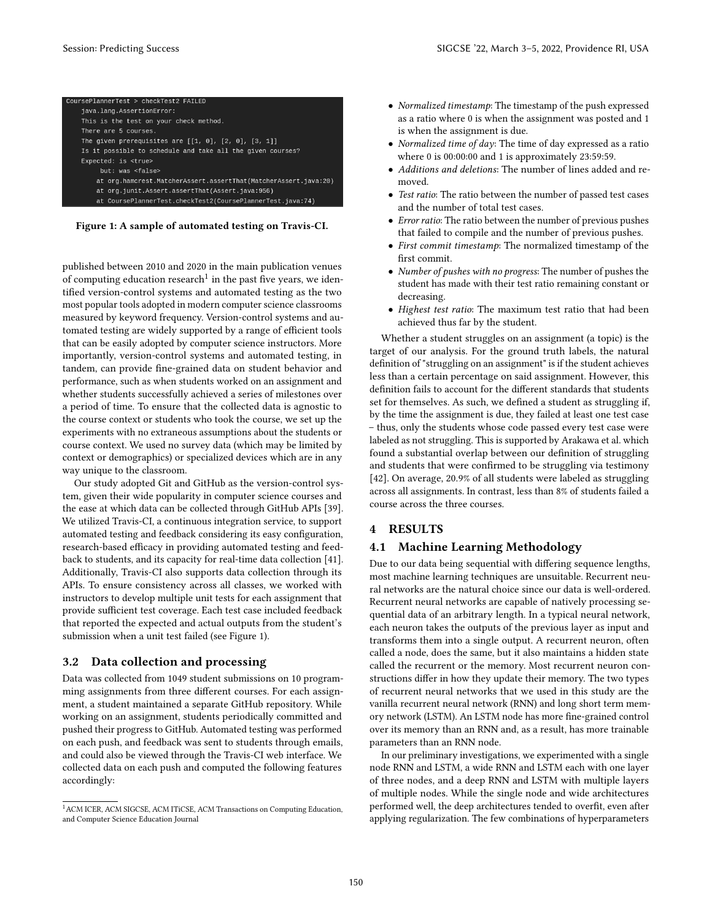```
CoursePlannerTest > checkTest2 FAILED
    java.lang.AssertionError:
    This is the test on your check method.
    There are 5 courses.
    The given prerequisites are [[1, 0], [2, 0], [3, 1]]
    Is it possible to schedule and take all the given courses?
    Expected: is <true>
         but: was <false>
        at org.hamcrest.MatcherAssert.assertThat(MatcherAssert.java:20)
        at org.junit.Assert.assertThat(Assert.java:956)
        at CoursePlannerTest.checkTest2(CoursePlannerTest.java:74)
```

**Figure 1: A sample of automated testing on Travis-CI.**

published between 2010 and 2020 in the main publication venues of computing education research[1] in the past five years, we identified version-control systems and automated testing as the two most popular tools adopted in modern computer science classrooms measured by keyword frequency. Version-control systems and automated testing are widely supported by a range of efficient tools that can be easily adopted by computer science instructors. More importantly, version-control systems and automated testing, in tandem, can provide fine-grained data on student behavior and performance, such as when students worked on an assignment and whether students successfully achieved a series of milestones over a period of time. To ensure that the collected data is agnostic to the course context or students who took the course, we set up the experiments with no extraneous assumptions about the students or course context. We used no survey data (which may be limited by context or demographics) or specialized devices which are in any way unique to the classroom.

Our study adopted Git and GitHub as the version-control system, given their wide popularity in computer science courses and the ease at which data can be collected through GitHub APIs [39]. We utilized Travis-CI, a continuous integration service, to support automated testing and feedback considering its easy configuration, research-based efficacy in providing automated testing and feedback to students, and its capacity for real-time data collection [41]. Additionally, Travis-CI also supports data collection through its APIs. To ensure consistency across all classes, we worked with instructors to develop multiple unit tests for each assignment that provide sufficient test coverage. Each test case included feedback that reported the expected and actual outputs from the student's submission when a unit test failed (see Figure 1).

## 3.2 Data collection and processing

Data was collected from 1049 student submissions on 10 programming assignments from three different courses. For each assignment, a student maintained a separate GitHub repository. While working on an assignment, students periodically committed and pushed their progress to GitHub. Automated testing was performed on each push, and feedback was sent to students through emails, and could also be viewed through the Travis-CI web interface. We collected data on each push and computed the following features accordingly:

[1] ACM ICER, ACM SIGCSE, ACM ITiCSE, ACM Transactions on Computing Education, and Computer Science Education Journal

- *Normalized timestamp*: The timestamp of the push expressed as a ratio where 0 is when the assignment was posted and 1 is when the assignment is due.
- *Normalized time of day*: The time of day expressed as a ratio where 0 is 00:00:00 and 1 is approximately 23:59:59.
- *Additions and deletions*: The number of lines added and removed.
- *Test ratio*: The ratio between the number of passed test cases and the number of total test cases.
- *Error ratio*: The ratio between the number of previous pushes that failed to compile and the number of previous pushes.
- *First commit timestamp*: The normalized timestamp of the first commit.
- *Number of pushes with no progress*: The number of pushes the student has made with their test ratio remaining constant or decreasing.
- *Highest test ratio*: The maximum test ratio that had been achieved thus far by the student.

Whether a student struggles on an assignment (a topic) is the target of our analysis. For the ground truth labels, the natural definition of "struggling on an assignment" is if the student achieves less than a certain percentage on said assignment. However, this definition fails to account for the different standards that students set for themselves. As such, we defined a student as struggling if, by the time the assignment is due, they failed at least one test case – thus, only the students whose code passed every test case were labeled as not struggling. This is supported by Arakawa et al. which found a substantial overlap between our definition of struggling and students that were confirmed to be struggling via testimony [42]. On average, 20.9% of all students were labeled as struggling across all assignments. In contrast, less than 8% of students failed a course across the three courses.

# 4 RESULTS

## 4.1 Machine Learning Methodology

Due to our data being sequential with differing sequence lengths, most machine learning techniques are unsuitable. Recurrent neural networks are the natural choice since our data is well-ordered. Recurrent neural networks are capable of natively processing sequential data of an arbitrary length. In a typical neural network, each neuron takes the outputs of the previous layer as input and transforms them into a single output. A recurrent neuron, often called a node, does the same, but it also maintains a hidden state called the recurrent or the memory. Most recurrent neuron constructions differ in how they update their memory. The two types of recurrent neural networks that we used in this study are the vanilla recurrent neural network (RNN) and long short term memory network (LSTM). An LSTM node has more fine-grained control over its memory than an RNN and, as a result, has more trainable parameters than an RNN node.

In our preliminary investigations, we experimented with a single node RNN and LSTM, a wide RNN and LSTM each with one layer of three nodes, and a deep RNN and LSTM with multiple layers of multiple nodes. While the single node and wide architectures performed well, the deep architectures tended to overfit, even after applying regularization. The few combinations of hyperparameters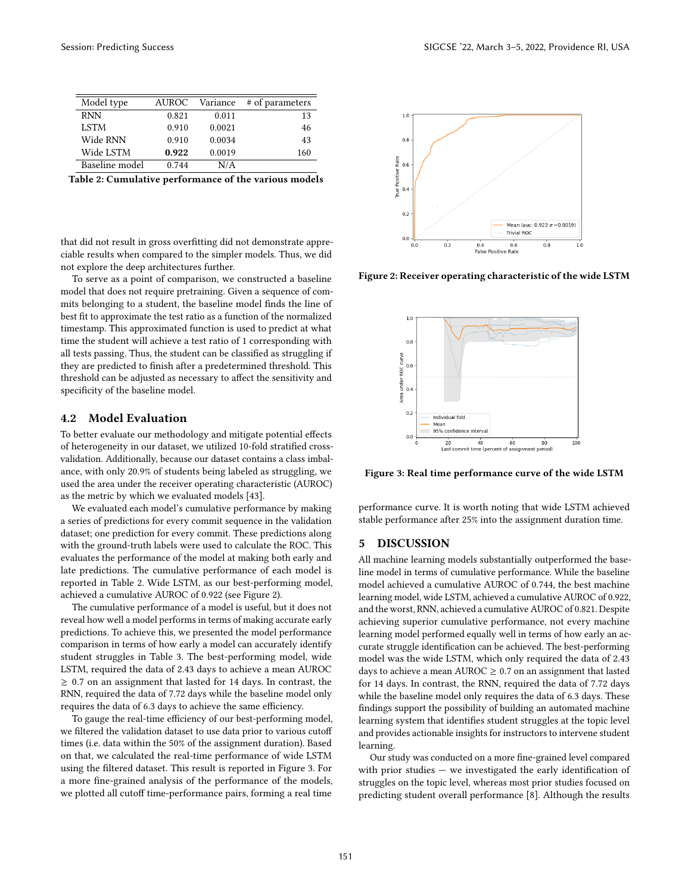| Model type | AUROC | Variance | # of parameters |
|---|---|---|---|
| RNN | 0.821 | 0.011 | 13 |
| LSTM | 0.910 | 0.0021 | 46 |
| Wide RNN | 0.910 | 0.0034 | 43 |
| Wide LSTM | **0.922** | 0.0019 | 160 |
| Baseline model | 0.744 | N/A | |

**Table 2: Cumulative performance of the various models**

that did not result in gross overfitting did not demonstrate appreciable results when compared to the simpler models. Thus, we did not explore the deep architectures further.

To serve as a point of comparison, we constructed a baseline model that does not require pretraining. Given a sequence of commits belonging to a student, the baseline model finds the line of best fit to approximate the test ratio as a function of the normalized timestamp. This approximated function is used to predict at what time the student will achieve a test ratio of 1 corresponding with all tests passing. Thus, the student can be classified as struggling if they are predicted to finish after a predetermined threshold. This threshold can be adjusted as necessary to affect the sensitivity and specificity of the baseline model.

## 4.2 Model Evaluation

To better evaluate our methodology and mitigate potential effects of heterogeneity in our dataset, we utilized 10-fold stratified cross-validation. Additionally, because our dataset contains a class imbalance, with only 20.9% of students being labeled as struggling, we used the area under the receiver operating characteristic (AUROC) as the metric by which we evaluated models [43].

We evaluated each model's cumulative performance by making a series of predictions for every commit sequence in the validation dataset; one prediction for every commit. These predictions along with the ground-truth labels were used to calculate the ROC. This evaluates the performance of the model at making both early and late predictions. The cumulative performance of each model is reported in Table 2. Wide LSTM, as our best-performing model, achieved a cumulative AUROC of 0.922 (see Figure 2).

The cumulative performance of a model is useful, but it does not reveal how well a model performs in terms of making accurate early predictions. To achieve this, we presented the model performance comparison in terms of how early a model can accurately identify student struggles in Table 3. The best-performing model, wide LSTM, required the data of 2.43 days to achieve a mean AUROC $\geq$ 0.7 on an assignment that lasted for 14 days. In contrast, the RNN, required the data of 7.72 days while the baseline model only requires the data of 6.3 days to achieve the same efficiency.

To gauge the real-time efficiency of our best-performing model, we filtered the validation dataset to use data prior to various cutoff times (i.e. data within the 50% of the assignment duration). Based on that, we calculated the real-time performance of wide LSTM using the filtered dataset. This result is reported in Figure 3. For a more fine-grained analysis of the performance of the models, we plotted all cutoff time-performance pairs, forming a real time

**Figure 2: Receiver operating characteristic of the wide LSTM**

**Figure 3: Real time performance curve of the wide LSTM**

performance curve. It is worth noting that wide LSTM achieved stable performance after 25% into the assignment duration time.

# 5 DISCUSSION

All machine learning models substantially outperformed the baseline model in terms of cumulative performance. While the baseline model achieved a cumulative AUROC of 0.744, the best machine learning model, wide LSTM, achieved a cumulative AUROC of 0.922, and the worst, RNN, achieved a cumulative AUROC of 0.821. Despite achieving superior cumulative performance, not every machine learning model performed equally well in terms of how early an accurate struggle identification can be achieved. The best-performing model was the wide LSTM, which only required the data of 2.43 days to achieve a mean AUROC $\geq$ 0.7 on an assignment that lasted for 14 days. In contrast, the RNN, required the data of 7.72 days while the baseline model only requires the data of 6.3 days. These findings support the possibility of building an automated machine learning system that identifies student struggles at the topic level and provides actionable insights for instructors to intervene student learning.

Our study was conducted on a more fine-grained level compared with prior studies — we investigated the early identification of struggles on the topic level, whereas most prior studies focused on predicting student overall performance [8]. Although the results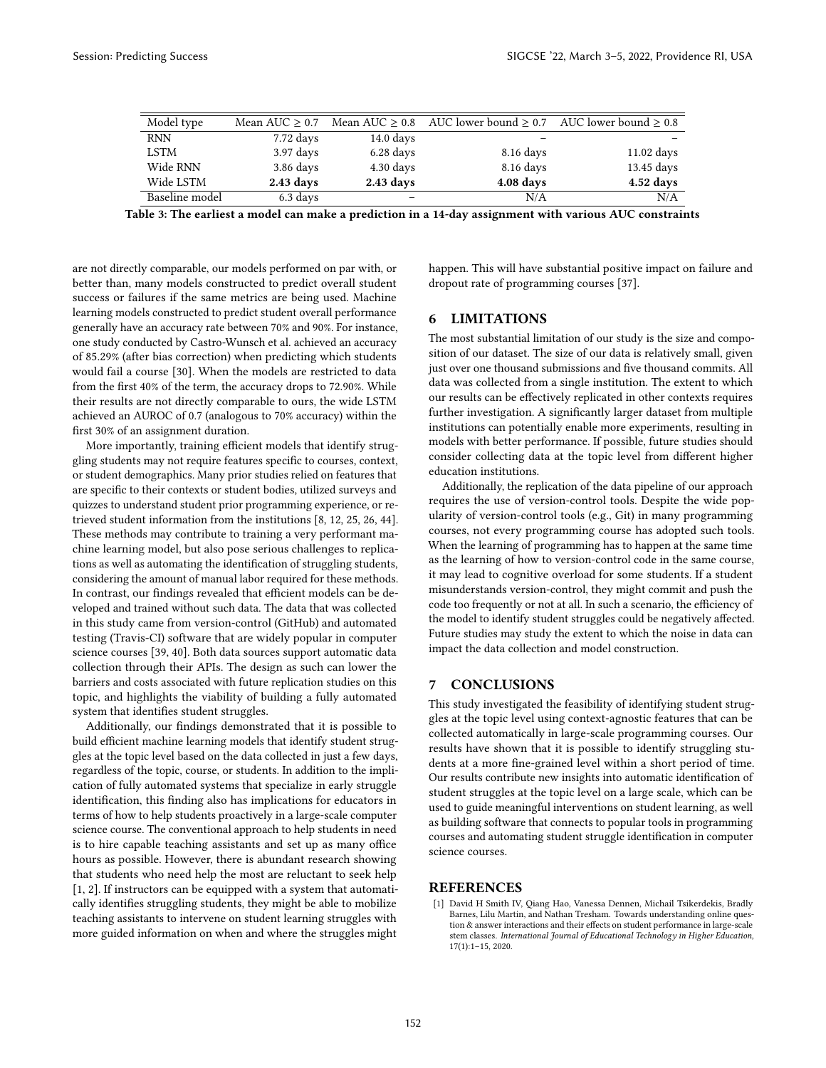| Model type | Mean AUC ≥ 0.7 | Mean AUC ≥ 0.8 | AUC lower bound ≥ 0.7 | AUC lower bound ≥ 0.8 |
| --- | --- | --- | --- | --- |
| RNN | 7.72 days | 14.0 days | – | – |
| LSTM | 3.97 days | 6.28 days | 8.16 days | 11.02 days |
| Wide RNN | 3.86 days | 4.30 days | 8.16 days | 13.45 days |
| Wide LSTM | **2.43 days** | **2.43 days** | **4.08 days** | **4.52 days** |
| Baseline model | 6.3 days | – | N/A | N/A |

**Table 3: The earliest a model can make a prediction in a 14-day assignment with various AUC constraints**

are not directly comparable, our models performed on par with, or better than, many models constructed to predict overall student success or failures if the same metrics are being used. Machine learning models constructed to predict student overall performance generally have an accuracy rate between 70% and 90%. For instance, one study conducted by Castro-Wunsch et al. achieved an accuracy of 85.29% (after bias correction) when predicting which students would fail a course [30]. When the models are restricted to data from the first 40% of the term, the accuracy drops to 72.90%. While their results are not directly comparable to ours, the wide LSTM achieved an AUROC of 0.7 (analogous to 70% accuracy) within the first 30% of an assignment duration.

More importantly, training efficient models that identify struggling students may not require features specific to courses, context, or student demographics. Many prior studies relied on features that are specific to their contexts or student bodies, utilized surveys and quizzes to understand student prior programming experience, or retrieved student information from the institutions [8, 12, 25, 26, 44]. These methods may contribute to training a very performant machine learning model, but also pose serious challenges to replications as well as automating the identification of struggling students, considering the amount of manual labor required for these methods. In contrast, our findings revealed that efficient models can be developed and trained without such data. The data that was collected in this study came from version-control (GitHub) and automated testing (Travis-CI) software that are widely popular in computer science courses [39, 40]. Both data sources support automatic data collection through their APIs. The design as such can lower the barriers and costs associated with future replication studies on this topic, and highlights the viability of building a fully automated system that identifies student struggles.

Additionally, our findings demonstrated that it is possible to build efficient machine learning models that identify student struggles at the topic level based on the data collected in just a few days, regardless of the topic, course, or students. In addition to the implication of fully automated systems that specialize in early struggle identification, this finding also has implications for educators in terms of how to help students proactively in a large-scale computer science course. The conventional approach to help students in need is to hire capable teaching assistants and set up as many office hours as possible. However, there is abundant research showing that students who need help the most are reluctant to seek help [1, 2]. If instructors can be equipped with a system that automatically identifies struggling students, they might be able to mobilize teaching assistants to intervene on student learning struggles with more guided information on when and where the struggles might happen. This will have substantial positive impact on failure and dropout rate of programming courses [37].

## 6 LIMITATIONS

The most substantial limitation of our study is the size and composition of our dataset. The size of our data is relatively small, given just over one thousand submissions and five thousand commits. All data was collected from a single institution. The extent to which our results can be effectively replicated in other contexts requires further investigation. A significantly larger dataset from multiple institutions can potentially enable more experiments, resulting in models with better performance. If possible, future studies should consider collecting data at the topic level from different higher education institutions.

Additionally, the replication of the data pipeline of our approach requires the use of version-control tools. Despite the wide popularity of version-control tools (e.g., Git) in many programming courses, not every programming course has adopted such tools. When the learning of programming has to happen at the same time as the learning of how to version-control code in the same course, it may lead to cognitive overload for some students. If a student misunderstands version-control, they might commit and push the code too frequently or not at all. In such a scenario, the efficiency of the model to identify student struggles could be negatively affected. Future studies may study the extent to which the noise in data can impact the data collection and model construction.

## 7 CONCLUSIONS

This study investigated the feasibility of identifying student struggles at the topic level using context-agnostic features that can be collected automatically in large-scale programming courses. Our results have shown that it is possible to identify struggling students at a more fine-grained level within a short period of time. Our results contribute new insights into automatic identification of student struggles at the topic level on a large scale, which can be used to guide meaningful interventions on student learning, as well as building software that connects to popular tools in programming courses and automating student struggle identification in computer science courses.

## REFERENCES

[1] David H Smith IV, Qiang Hao, Vanessa Dennen, Michail Tsikerdekis, Bradly Barnes, Lilu Martin, and Nathan Tresham. Towards understanding online question & answer interactions and their effects on student performance in large-scale stem classes. *International Journal of Educational Technology in Higher Education*, 17(1):1–15, 2020.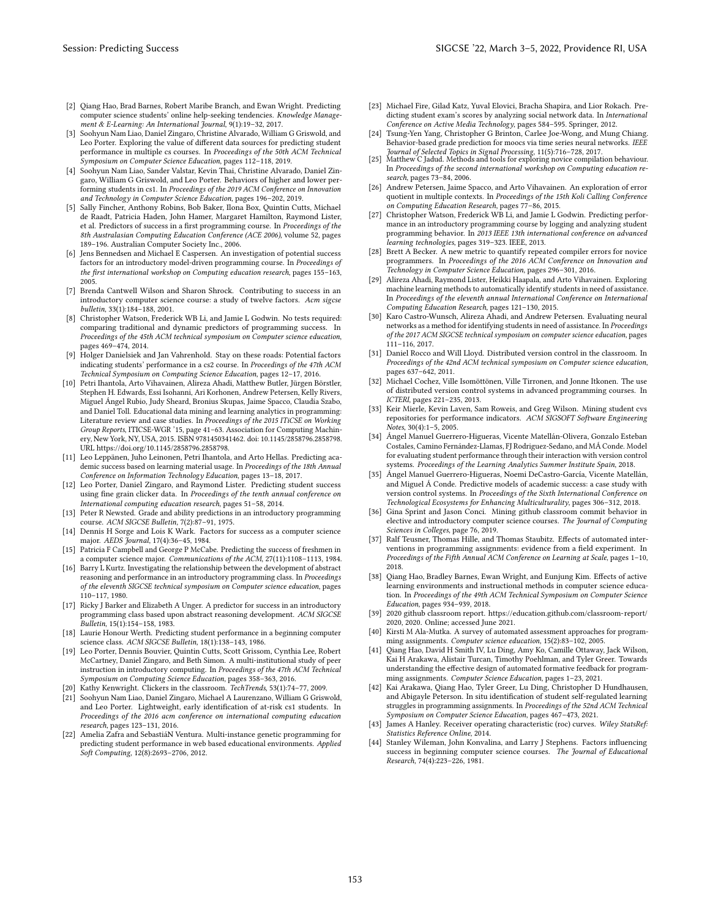[2] Qiang Hao, Brad Barnes, Robert Maribe Branch, and Ewan Wright. Predicting computer science students' online help-seeking tendencies. *Knowledge Management & E-Learning: An International Journal*, 9(1):19–32, 2017.

[3] Soohyun Nam Liao, Daniel Zingaro, Christine Alvarado, William G Griswold, and Leo Porter. Exploring the value of different data sources for predicting student performance in multiple cs courses. In *Proceedings of the 50th ACM Technical Symposium on Computer Science Education*, pages 112–118, 2019.

[4] Soohyun Nam Liao, Sander Valstar, Kevin Thai, Christine Alvarado, Daniel Zingaro, William G Griswold, and Leo Porter. Behaviors of higher and lower performing students in cs1. In *Proceedings of the 2019 ACM Conference on Innovation and Technology in Computer Science Education*, pages 196–202, 2019.

[5] Sally Fincher, Anthony Robins, Bob Baker, Ilona Box, Quintin Cutts, Michael de Raadt, Patricia Haden, John Hamer, Margaret Hamilton, Raymond Lister, et al. Predictors of success in a first programming course. In *Proceedings of the 8th Australasian Computing Education Conference (ACE 2006)*, volume 52, pages 189–196. Australian Computer Society Inc., 2006.

[6] Jens Bennedsen and Michael E Caspersen. An investigation of potential success factors for an introductory model-driven programming course. In *Proceedings of the first international workshop on Computing education research*, pages 155–163, 2005.

[7] Brenda Cantwell Wilson and Sharon Shrock. Contributing to success in an introductory computer science course: a study of twelve factors. *Acm sigcse bulletin*, 33(1):184–188, 2001.

[8] Christopher Watson, Frederick WB Li, and Jamie L Godwin. No tests required: comparing traditional and dynamic predictors of programming success. In *Proceedings of the 45th ACM technical symposium on Computer science education*, pages 469–474, 2014.

[9] Holger Danielsiek and Jan Vahrenhold. Stay on these roads: Potential factors indicating students' performance in a cs2 course. In *Proceedings of the 47th ACM Technical Symposium on Computing Science Education*, pages 12–17, 2016.

[10] Petri Ihantola, Arto Vihavainen, Alireza Ahadi, Matthew Butler, Jürgen Börstler, Stephen H. Edwards, Essi Isohanni, Ari Korhonen, Andrew Petersen, Kelly Rivers, Miguel Ángel Rubio, Judy Sheard, Bronius Skupas, Jaime Spacco, Claudia Szabo, and Daniel Toll. Educational data mining and learning analytics in programming: Literature review and case studies. In *Proceedings of the 2015 ITiCSE on Working Group Reports*, ITICSE-WGR '15, page 41–63. Association for Computing Machinery, New York, NY, USA, 2015. ISBN 9781450341462. doi: 10.1145/2858796.2858798. URL https://doi.org/10.1145/2858796.2858798.

[11] Leo Leppänen, Juho Leinonen, Petri Ihantola, and Arto Hellas. Predicting academic success based on learning material usage. In *Proceedings of the 18th Annual Conference on Information Technology Education*, pages 13–18, 2017.

[12] Leo Porter, Daniel Zingaro, and Raymond Lister. Predicting student success using fine grain clicker data. In *Proceedings of the tenth annual conference on International computing education research*, pages 51–58, 2014.

[13] Peter R Newsted. Grade and ability predictions in an introductory programming course. *ACM SIGCSE Bulletin*, 7(2):87–91, 1975.

[14] Dennis H Sorge and Lois K Wark. Factors for success as a computer science major. *AEDS Journal*, 17(4):36–45, 1984.

[15] Patricia F Campbell and George P McCabe. Predicting the success of freshmen in a computer science major. *Communications of the ACM*, 27(11):1108–1113, 1984.

[16] Barry L Kurtz. Investigating the relationship between the development of abstract reasoning and performance in an introductory programming class. In *Proceedings of the eleventh SIGCSE technical symposium on Computer science education*, pages 110–117, 1980.

[17] Ricky J Barker and Elizabeth A Unger. A predictor for success in an introductory programming class based upon abstract reasoning development. *ACM SIGCSE Bulletin*, 15(1):154–158, 1983.

[18] Laurie Honour Werth. Predicting student performance in a beginning computer science class. *ACM SIGCSE Bulletin*, 18(1):138–143, 1986.

[19] Leo Porter, Dennis Bouvier, Quintin Cutts, Scott Grissom, Cynthia Lee, Robert McCartney, Daniel Zingaro, and Beth Simon. A multi-institutional study of peer instruction in introductory computing. In *Proceedings of the 47th ACM Technical Symposium on Computing Science Education*, pages 358–363, 2016.

[20] Kathy Kenwright. Clickers in the classroom. *TechTrends*, 53(1):74–77, 2009.

[21] Soohyun Nam Liao, Daniel Zingaro, Michael A Laurenzano, William G Griswold, and Leo Porter. Lightweight, early identification of at-risk cs1 students. In *Proceedings of the 2016 acm conference on international computing education research*, pages 123–131, 2016.

[22] Amelia Zafra and SebastiáN Ventura. Multi-instance genetic programming for predicting student performance in web based educational environments. *Applied Soft Computing*, 12(8):2693–2706, 2012.

[23] Michael Fire, Gilad Katz, Yuval Elovici, Bracha Shapira, and Lior Rokach. Predicting student exam's scores by analyzing social network data. In *International Conference on Active Media Technology*, pages 584–595. Springer, 2012.

[24] Tsung-Yen Yang, Christopher G Brinton, Carlee Joe-Wong, and Mung Chiang. Behavior-based grade prediction for moocs via time series neural networks. *IEEE Journal of Selected Topics in Signal Processing*, 11(5):716–728, 2017.

[25] Matthew C Jadud. Methods and tools for exploring novice compilation behaviour. In *Proceedings of the second international workshop on Computing education research*, pages 73–84, 2006.

[26] Andrew Petersen, Jaime Spacco, and Arto Vihavainen. An exploration of error quotient in multiple contexts. In *Proceedings of the 15th Koli Calling Conference on Computing Education Research*, pages 77–86, 2015.

[27] Christopher Watson, Frederick WB Li, and Jamie L Godwin. Predicting performance in an introductory programming course by logging and analyzing student programming behavior. In *2013 IEEE 13th international conference on advanced learning technologies*, pages 319–323. IEEE, 2013.

[28] Brett A Becker. A new metric to quantify repeated compiler errors for novice programmers. In *Proceedings of the 2016 ACM Conference on Innovation and Technology in Computer Science Education*, pages 296–301, 2016.

[29] Alireza Ahadi, Raymond Lister, Heikki Haapala, and Arto Vihavainen. Exploring machine learning methods to automatically identify students in need of assistance. In *Proceedings of the eleventh annual International Conference on International Computing Education Research*, pages 121–130, 2015.

[30] Karo Castro-Wunsch, Alireza Ahadi, and Andrew Petersen. Evaluating neural networks as a method for identifying students in need of assistance. In *Proceedings of the 2017 ACM SIGCSE technical symposium on computer science education*, pages 111–116, 2017.

[31] Daniel Rocco and Will Lloyd. Distributed version control in the classroom. In *Proceedings of the 42nd ACM technical symposium on Computer science education*, pages 637–642, 2011.

[32] Michael Cochez, Ville Isomöttönen, Ville Tirronen, and Jonne Itkonen. The use of distributed version control systems in advanced programming courses. In *ICTERI*, pages 221–235, 2013.

[33] Keir Mierle, Kevin Laven, Sam Roweis, and Greg Wilson. Mining student cvs repositories for performance indicators. *ACM SIGSOFT Software Engineering Notes*, 30(4):1–5, 2005.

[34] Ángel Manuel Guerrero-Higueras, Vicente Matellán-Olivera, Gonzalo Esteban Costales, Camino Fernández-Llamas, FJ Rodriguez-Sedano, and MÁ Conde. Model for evaluating student performance through their interaction with version control systems. *Proceedings of the Learning Analytics Summer Institute Spain*, 2018.

[35] Ángel Manuel Guerrero-Higueras, Noemi DeCastro-García, Vicente Matellán, and Miguel Á Conde. Predictive models of academic success: a case study with version control systems. In *Proceedings of the Sixth International Conference on Technological Ecosystems for Enhancing Multiculturality*, pages 306–312, 2018.

[36] Gina Sprint and Jason Conci. Mining github classroom commit behavior in elective and introductory computer science courses. *The Journal of Computing Sciences in Colleges*, page 76, 2019.

[37] Ralf Teusner, Thomas Hille, and Thomas Staubitz. Effects of automated interventions in programming assignments: evidence from a field experiment. In *Proceedings of the Fifth Annual ACM Conference on Learning at Scale*, pages 1–10, 2018.

[38] Qiang Hao, Bradley Barnes, Ewan Wright, and Eunjung Kim. Effects of active learning environments and instructional methods in computer science education. In *Proceedings of the 49th ACM Technical Symposium on Computer Science Education*, pages 934–939, 2018.

[39] 2020 github classroom report. https://education.github.com/classroom-report/2020, 2020. Online; accessed June 2021.

[40] Kirsti M Ala-Mutka. A survey of automated assessment approaches for programming assignments. *Computer science education*, 15(2):83–102, 2005.

[41] Qiang Hao, David H Smith IV, Lu Ding, Amy Ko, Camille Ottaway, Jack Wilson, Kai H Arakawa, Alistair Turcan, Timothy Poehlman, and Tyler Greer. Towards understanding the effective design of automated formative feedback for programming assignments. *Computer Science Education*, pages 1–23, 2021.

[42] Kai Arakawa, Qiang Hao, Tyler Greer, Lu Ding, Christopher D Hundhausen, and Abigayle Peterson. In situ identification of student self-regulated learning struggles in programming assignments. In *Proceedings of the 52nd ACM Technical Symposium on Computer Science Education*, pages 467–473, 2021.

[43] James A Hanley. Receiver operating characteristic (roc) curves. *Wiley StatsRef: Statistics Reference Online*, 2014.

[44] Stanley Wileman, John Konvalina, and Larry J Stephens. Factors influencing success in beginning computer science courses. *The Journal of Educational Research*, 74(4):223–226, 1981.